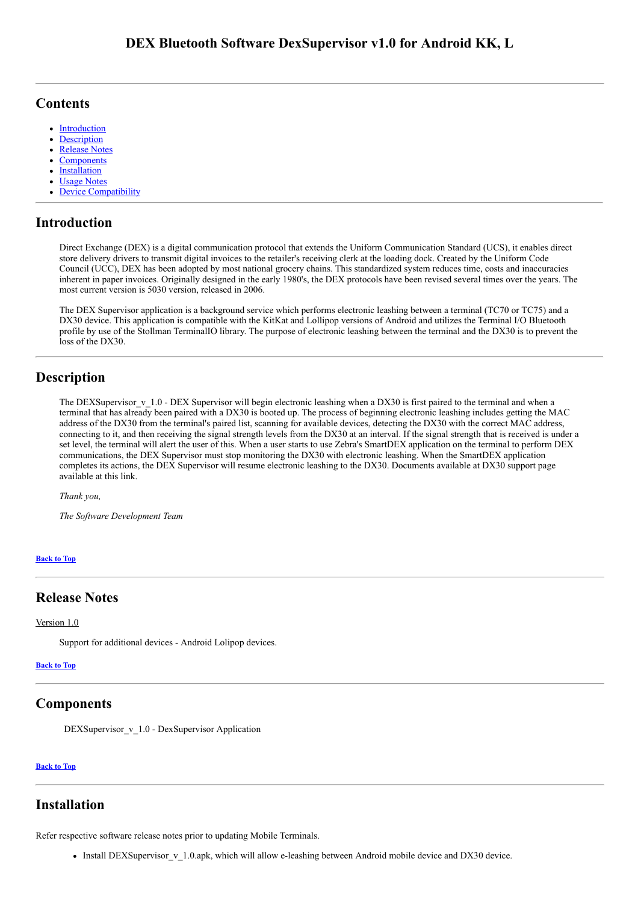# DEX Bluetooth Software DexSupervisor v1.0 for Android KK, L

## Contents

- Introduction
- Description
- Release Notes
- Components
- Installation
- Usage Notes
- Device Compatibility

## Introduction

Direct Exchange (DEX) is a digital communication protocol that extends the Uniform Communication Standard (UCS), it enables direct store delivery drivers to transmit digital invoices to the retailer's receiving clerk at the loading dock. Created by the Uniform Code Council (UCC), DEX has been adopted by most national grocery chains. This standardized system reduces time, costs and inaccuracies inherent in paper invoices. Originally designed in the early 1980's, the DEX protocols have been revised several times over the years. The most current version is 5030 version, released in 2006.

The DEX Supervisor application is a background service which performs electronic leashing between a terminal (TC70 or TC75) and a DX30 device. This application is compatible with the KitKat and Lollipop versions of Android and utilizes the Terminal I/O Bluetooth profile by use of the Stollman TerminalIO library. The purpose of electronic leashing between the terminal and the DX30 is to prevent the loss of the DX30.

## Description

The DEXSupervisor_v_1.0 - DEX Supervisor will begin electronic leashing when a DX30 is first paired to the terminal and when a terminal that has already been paired with a DX30 is booted up. The process of beginning electronic leashing includes getting the MAC address of the DX30 from the terminal's paired list, scanning for available devices, detecting the DX30 with the correct MAC address, connecting to it, and then receiving the signal strength levels from the DX30 at an interval. If the signal strength that is received is under a set level, the terminal will alert the user of this. When a user starts to use Zebra's SmartDEX application on the terminal to perform DEX communications, the DEX Supervisor must stop monitoring the DX30 with electronic leashing. When the SmartDEX application completes its actions, the DEX Supervisor will resume electronic leashing to the DX30. Documents available at DX30 support page available at this link.

*Thank you,*

*The Software Development Team*

**Back to Top**

## Release Notes

Version 1.0

Support for additional devices - Android Lolipop devices.

**Back to Top**

## Components

DEXSupervisor_v_1.0 - DexSupervisor Application

**Back to Top**

## Installation

Refer respective software release notes prior to updating Mobile Terminals.

- Install DEXSupervisor_v_1.0.apk, which will allow e-leashing between Android mobile device and DX30 device.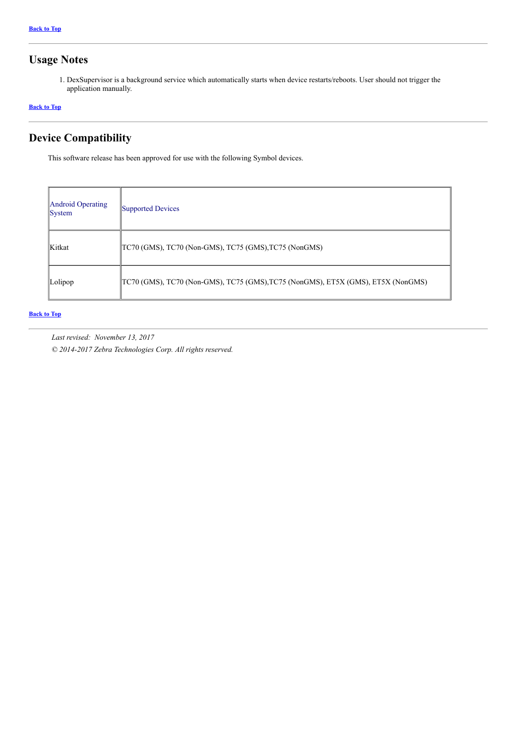Back to Top

## Usage Notes

1. DexSupervisor is a background service which automatically starts when device restarts/reboots. User should not trigger the application manually.

Back to Top

## Device Compatibility

This software release has been approved for use with the following Symbol devices.

| Android Operating System | Supported Devices |
|---|---|
| Kitkat | TC70 (GMS), TC70 (Non-GMS), TC75 (GMS),TC75 (NonGMS) |
| Lolipop | TC70 (GMS), TC70 (Non-GMS), TC75 (GMS),TC75 (NonGMS), ET5X (GMS), ET5X (NonGMS) |

Back to Top

*Last revised: November 13, 2017*

*© 2014-2017 Zebra Technologies Corp. All rights reserved.*